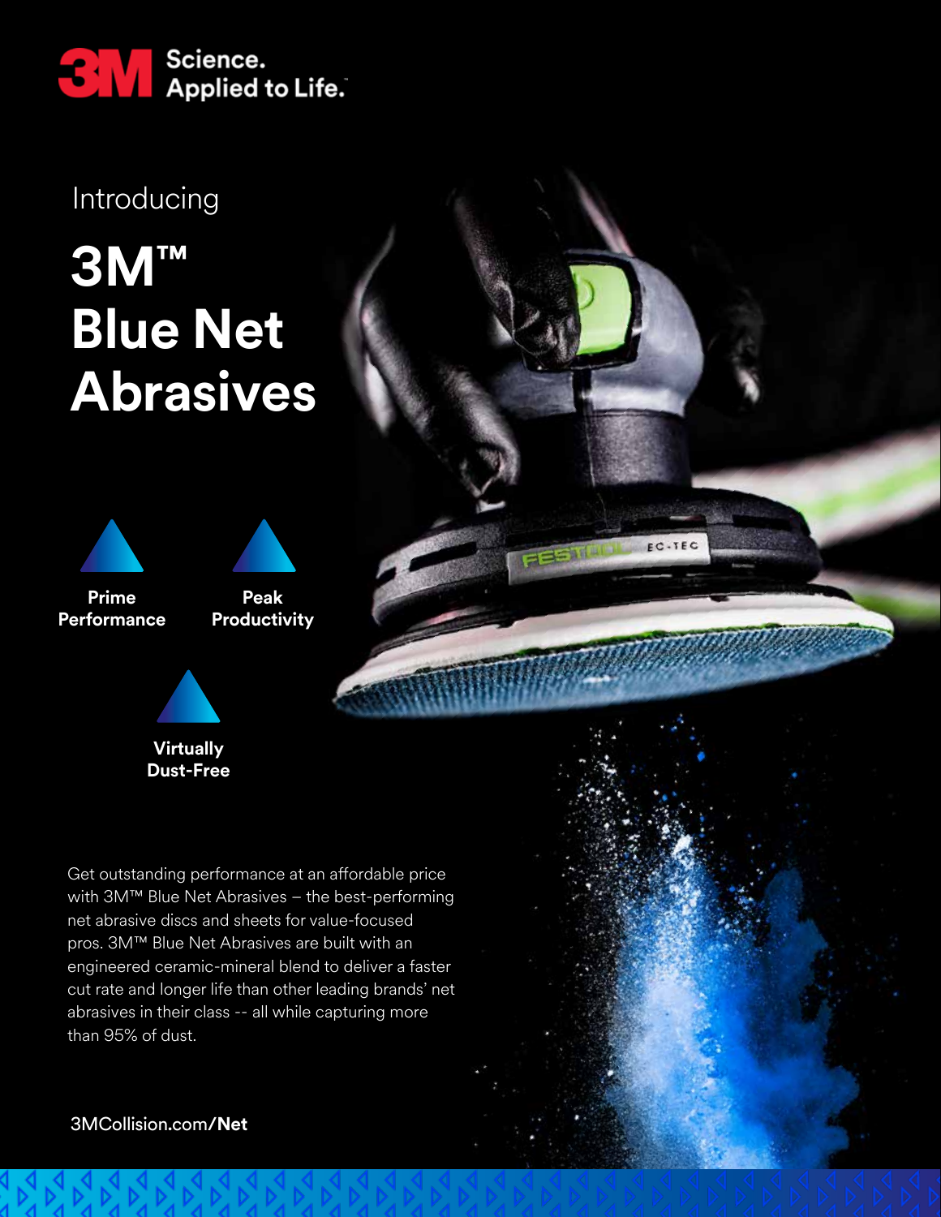3M Science. Applied to Life.™

Introducing

# 3M™ Blue Net Abrasives

**Prime Performance**

**Peak Productivity**

**Virtually Dust-Free**

Get outstanding performance at an affordable price with 3M™ Blue Net Abrasives – the best-performing net abrasive discs and sheets for value-focused pros. 3M™ Blue Net Abrasives are built with an engineered ceramic-mineral blend to deliver a faster cut rate and longer life than other leading brands' net abrasives in their class -- all while capturing more than 95% of dust.

3MCollision.com/**Net**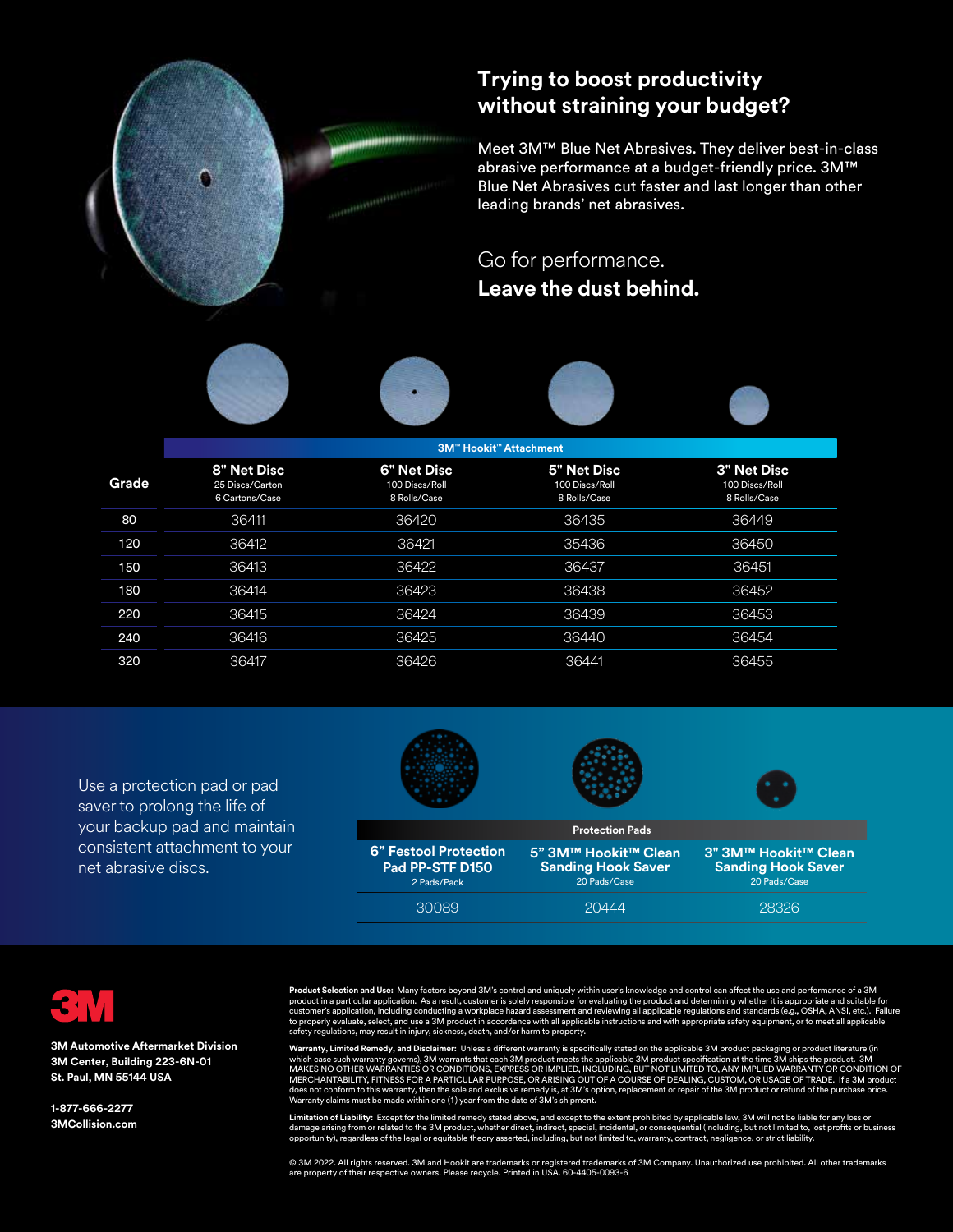## Trying to boost productivity without straining your budget?

Meet 3M™ Blue Net Abrasives. They deliver best-in-class abrasive performance at a budget-friendly price. 3M™ Blue Net Abrasives cut faster and last longer than other leading brands' net abrasives.

Go for performance.
**Leave the dust behind.**

| Grade | 3M™ Hookit™ Attachment | | | |
|---|---|---|---|---|
| | **8" Net Disc** 25 Discs/Carton 6 Cartons/Case | **6" Net Disc** 100 Discs/Roll 8 Rolls/Case | **5" Net Disc** 100 Discs/Roll 8 Rolls/Case | **3" Net Disc** 100 Discs/Roll 8 Rolls/Case |
| 80 | 36411 | 36420 | 36435 | 36449 |
| 120 | 36412 | 36421 | 35436 | 36450 |
| 150 | 36413 | 36422 | 36437 | 36451 |
| 180 | 36414 | 36423 | 36438 | 36452 |
| 220 | 36415 | 36424 | 36439 | 36453 |
| 240 | 36416 | 36425 | 36440 | 36454 |
| 320 | 36417 | 36426 | 36441 | 36455 |

Use a protection pad or pad saver to prolong the life of your backup pad and maintain consistent attachment to your net abrasive discs.

| Protection Pads | | |
|---|---|---|
| **6" Festool Protection Pad PP-STF D150** 2 Pads/Pack | **5" 3M™ Hookit™ Clean Sanding Hook Saver** 20 Pads/Case | **3" 3M™ Hookit™ Clean Sanding Hook Saver** 20 Pads/Case |
| 30089 | 20444 | 28326 |

**3M Automotive Aftermarket Division**
**3M Center, Building 223-6N-01**
**St. Paul, MN 55144 USA**

**1-877-666-2277**
**3MCollision.com**

**Product Selection and Use:** Many factors beyond 3M's control and uniquely within user's knowledge and control can affect the use and performance of a 3M product in a particular application. As a result, customer is solely responsible for evaluating the product and determining whether it is appropriate and suitable for customer's application, including conducting a workplace hazard assessment and reviewing all applicable regulations and standards (e.g., OSHA, ANSI, etc.). Failure to properly evaluate, select, and use a 3M product in accordance with all applicable instructions and with appropriate safety equipment, or to meet all applicable safety regulations, may result in injury, sickness, death, and/or harm to property.

**Warranty, Limited Remedy, and Disclaimer:** Unless a different warranty is specifically stated on the applicable 3M product packaging or product literature (in which case such warranty governs), 3M warrants that each 3M product meets the applicable 3M product specification at the time 3M ships the product. 3M MAKES NO OTHER WARRANTIES OR CONDITIONS, EXPRESS OR IMPLIED, INCLUDING, BUT NOT LIMITED TO, ANY IMPLIED WARRANTY OR CONDITION OF MERCHANTABILITY, FITNESS FOR A PARTICULAR PURPOSE, OR ARISING OUT OF A COURSE OF DEALING, CUSTOM, OR USAGE OF TRADE. If a 3M product does not conform to this warranty, then the sole and exclusive remedy is, at 3M's option, replacement or repair of the 3M product or refund of the purchase price. Warranty claims must be made within one (1) year from the date of 3M's shipment.

**Limitation of Liability:** Except for the limited remedy stated above, and except to the extent prohibited by applicable law, 3M will not be liable for any loss or damage arising from or related to the 3M product, whether direct, indirect, special, incidental, or consequential (including, but not limited to, lost profits or business opportunity), regardless of the legal or equitable theory asserted, including, but not limited to, warranty, contract, negligence, or strict liability.

© 3M 2022. All rights reserved. 3M and Hookit are trademarks or registered trademarks of 3M Company. Unauthorized use prohibited. All other trademarks are property of their respective owners. Please recycle. Printed in USA. 60-4405-0093-6